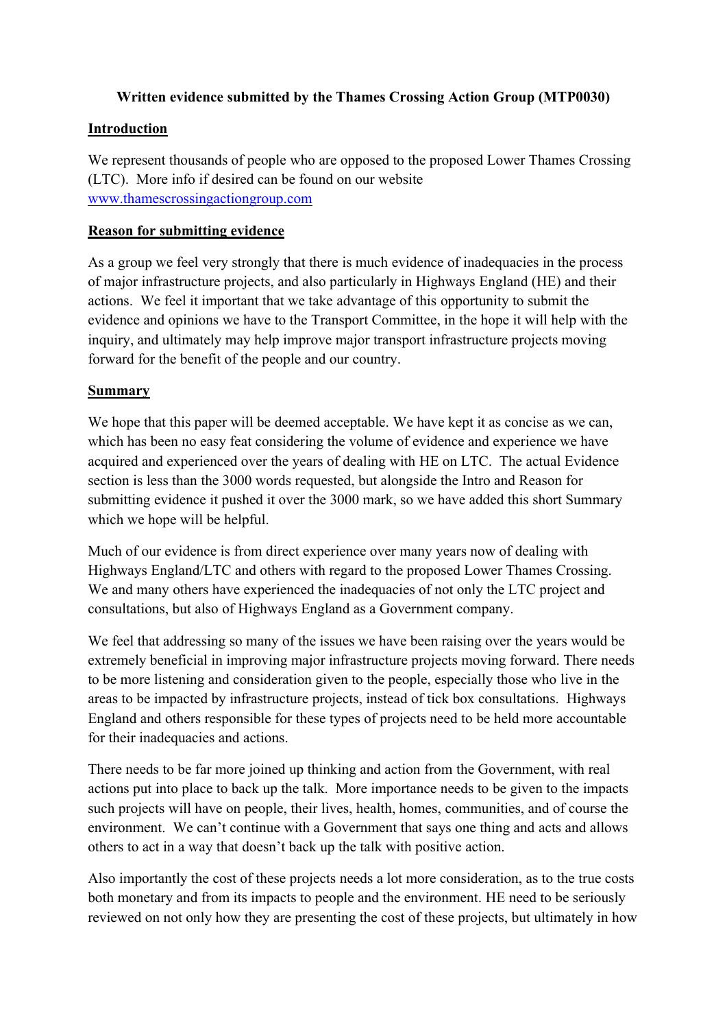**Written evidence submitted by the Thames Crossing Action Group (MTP0030)**

## Introduction

We represent thousands of people who are opposed to the proposed Lower Thames Crossing (LTC). More info if desired can be found on our website [www.thamescrossingactiongroup.com](http://www.thamescrossingactiongroup.com)

## Reason for submitting evidence

As a group we feel very strongly that there is much evidence of inadequacies in the process of major infrastructure projects, and also particularly in Highways England (HE) and their actions. We feel it important that we take advantage of this opportunity to submit the evidence and opinions we have to the Transport Committee, in the hope it will help with the inquiry, and ultimately may help improve major transport infrastructure projects moving forward for the benefit of the people and our country.

## Summary

We hope that this paper will be deemed acceptable. We have kept it as concise as we can, which has been no easy feat considering the volume of evidence and experience we have acquired and experienced over the years of dealing with HE on LTC. The actual Evidence section is less than the 3000 words requested, but alongside the Intro and Reason for submitting evidence it pushed it over the 3000 mark, so we have added this short Summary which we hope will be helpful.

Much of our evidence is from direct experience over many years now of dealing with Highways England/LTC and others with regard to the proposed Lower Thames Crossing. We and many others have experienced the inadequacies of not only the LTC project and consultations, but also of Highways England as a Government company.

We feel that addressing so many of the issues we have been raising over the years would be extremely beneficial in improving major infrastructure projects moving forward. There needs to be more listening and consideration given to the people, especially those who live in the areas to be impacted by infrastructure projects, instead of tick box consultations. Highways England and others responsible for these types of projects need to be held more accountable for their inadequacies and actions.

There needs to be far more joined up thinking and action from the Government, with real actions put into place to back up the talk. More importance needs to be given to the impacts such projects will have on people, their lives, health, homes, communities, and of course the environment. We can't continue with a Government that says one thing and acts and allows others to act in a way that doesn't back up the talk with positive action.

Also importantly the cost of these projects needs a lot more consideration, as to the true costs both monetary and from its impacts to people and the environment. HE need to be seriously reviewed on not only how they are presenting the cost of these projects, but ultimately in how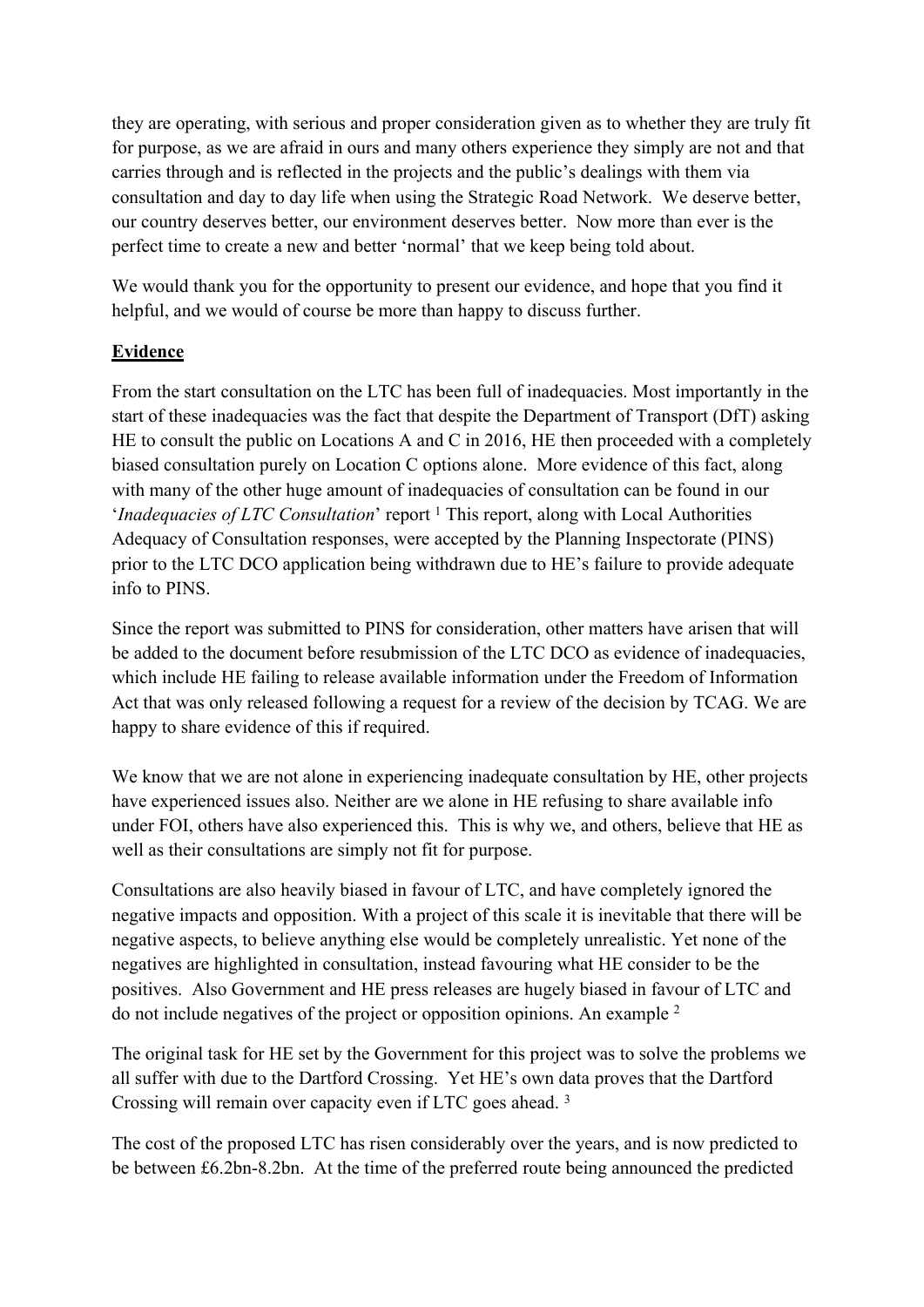they are operating, with serious and proper consideration given as to whether they are truly fit for purpose, as we are afraid in ours and many others experience they simply are not and that carries through and is reflected in the projects and the public's dealings with them via consultation and day to day life when using the Strategic Road Network. We deserve better, our country deserves better, our environment deserves better. Now more than ever is the perfect time to create a new and better 'normal' that we keep being told about.

We would thank you for the opportunity to present our evidence, and hope that you find it helpful, and we would of course be more than happy to discuss further.

## **Evidence**

From the start consultation on the LTC has been full of inadequacies. Most importantly in the start of these inadequacies was the fact that despite the Department of Transport (DfT) asking HE to consult the public on Locations A and C in 2016, HE then proceeded with a completely biased consultation purely on Location C options alone. More evidence of this fact, along with many of the other huge amount of inadequacies of consultation can be found in our '*Inadequacies of LTC Consultation*' report [1] This report, along with Local Authorities Adequacy of Consultation responses, were accepted by the Planning Inspectorate (PINS) prior to the LTC DCO application being withdrawn due to HE's failure to provide adequate info to PINS.

Since the report was submitted to PINS for consideration, other matters have arisen that will be added to the document before resubmission of the LTC DCO as evidence of inadequacies, which include HE failing to release available information under the Freedom of Information Act that was only released following a request for a review of the decision by TCAG. We are happy to share evidence of this if required.

We know that we are not alone in experiencing inadequate consultation by HE, other projects have experienced issues also. Neither are we alone in HE refusing to share available info under FOI, others have also experienced this. This is why we, and others, believe that HE as well as their consultations are simply not fit for purpose.

Consultations are also heavily biased in favour of LTC, and have completely ignored the negative impacts and opposition. With a project of this scale it is inevitable that there will be negative aspects, to believe anything else would be completely unrealistic. Yet none of the negatives are highlighted in consultation, instead favouring what HE consider to be the positives. Also Government and HE press releases are hugely biased in favour of LTC and do not include negatives of the project or opposition opinions. An example [2]

The original task for HE set by the Government for this project was to solve the problems we all suffer with due to the Dartford Crossing. Yet HE's own data proves that the Dartford Crossing will remain over capacity even if LTC goes ahead. [3]

The cost of the proposed LTC has risen considerably over the years, and is now predicted to be between £6.2bn-8.2bn. At the time of the preferred route being announced the predicted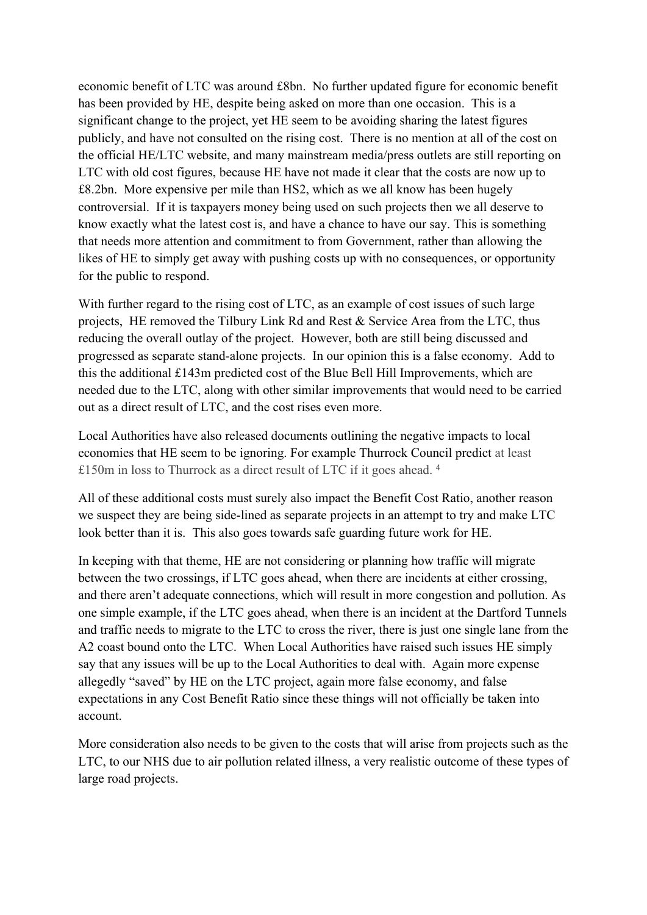economic benefit of LTC was around £8bn. No further updated figure for economic benefit has been provided by HE, despite being asked on more than one occasion. This is a significant change to the project, yet HE seem to be avoiding sharing the latest figures publicly, and have not consulted on the rising cost. There is no mention at all of the cost on the official HE/LTC website, and many mainstream media/press outlets are still reporting on LTC with old cost figures, because HE have not made it clear that the costs are now up to £8.2bn. More expensive per mile than HS2, which as we all know has been hugely controversial. If it is taxpayers money being used on such projects then we all deserve to know exactly what the latest cost is, and have a chance to have our say. This is something that needs more attention and commitment to from Government, rather than allowing the likes of HE to simply get away with pushing costs up with no consequences, or opportunity for the public to respond.

With further regard to the rising cost of LTC, as an example of cost issues of such large projects, HE removed the Tilbury Link Rd and Rest & Service Area from the LTC, thus reducing the overall outlay of the project. However, both are still being discussed and progressed as separate stand-alone projects. In our opinion this is a false economy. Add to this the additional £143m predicted cost of the Blue Bell Hill Improvements, which are needed due to the LTC, along with other similar improvements that would need to be carried out as a direct result of LTC, and the cost rises even more.

Local Authorities have also released documents outlining the negative impacts to local economies that HE seem to be ignoring. For example Thurrock Council predict at least £150m in loss to Thurrock as a direct result of LTC if it goes ahead. [4]

All of these additional costs must surely also impact the Benefit Cost Ratio, another reason we suspect they are being side-lined as separate projects in an attempt to try and make LTC look better than it is. This also goes towards safe guarding future work for HE.

In keeping with that theme, HE are not considering or planning how traffic will migrate between the two crossings, if LTC goes ahead, when there are incidents at either crossing, and there aren't adequate connections, which will result in more congestion and pollution. As one simple example, if the LTC goes ahead, when there is an incident at the Dartford Tunnels and traffic needs to migrate to the LTC to cross the river, there is just one single lane from the A2 coast bound onto the LTC. When Local Authorities have raised such issues HE simply say that any issues will be up to the Local Authorities to deal with. Again more expense allegedly "saved" by HE on the LTC project, again more false economy, and false expectations in any Cost Benefit Ratio since these things will not officially be taken into account.

More consideration also needs to be given to the costs that will arise from projects such as the LTC, to our NHS due to air pollution related illness, a very realistic outcome of these types of large road projects.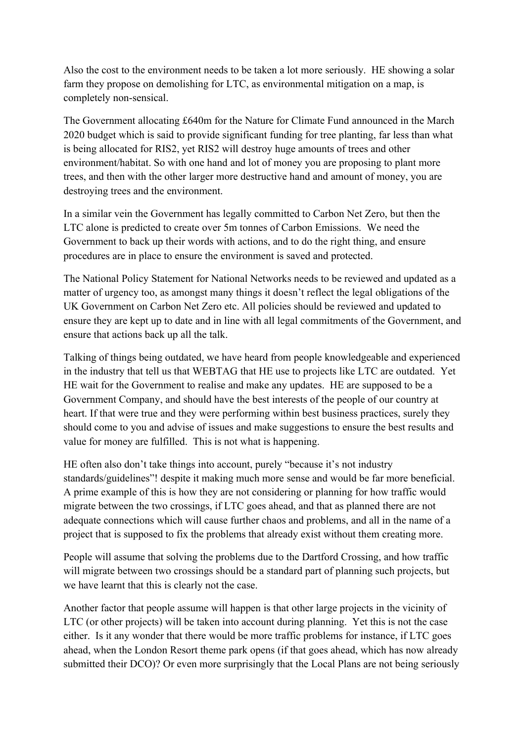Also the cost to the environment needs to be taken a lot more seriously. HE showing a solar farm they propose on demolishing for LTC, as environmental mitigation on a map, is completely non-sensical.

The Government allocating £640m for the Nature for Climate Fund announced in the March 2020 budget which is said to provide significant funding for tree planting, far less than what is being allocated for RIS2, yet RIS2 will destroy huge amounts of trees and other environment/habitat. So with one hand and lot of money you are proposing to plant more trees, and then with the other larger more destructive hand and amount of money, you are destroying trees and the environment.

In a similar vein the Government has legally committed to Carbon Net Zero, but then the LTC alone is predicted to create over 5m tonnes of Carbon Emissions. We need the Government to back up their words with actions, and to do the right thing, and ensure procedures are in place to ensure the environment is saved and protected.

The National Policy Statement for National Networks needs to be reviewed and updated as a matter of urgency too, as amongst many things it doesn't reflect the legal obligations of the UK Government on Carbon Net Zero etc. All policies should be reviewed and updated to ensure they are kept up to date and in line with all legal commitments of the Government, and ensure that actions back up all the talk.

Talking of things being outdated, we have heard from people knowledgeable and experienced in the industry that tell us that WEBTAG that HE use to projects like LTC are outdated. Yet HE wait for the Government to realise and make any updates. HE are supposed to be a Government Company, and should have the best interests of the people of our country at heart. If that were true and they were performing within best business practices, surely they should come to you and advise of issues and make suggestions to ensure the best results and value for money are fulfilled. This is not what is happening.

HE often also don't take things into account, purely "because it's not industry standards/guidelines"! despite it making much more sense and would be far more beneficial. A prime example of this is how they are not considering or planning for how traffic would migrate between the two crossings, if LTC goes ahead, and that as planned there are not adequate connections which will cause further chaos and problems, and all in the name of a project that is supposed to fix the problems that already exist without them creating more.

People will assume that solving the problems due to the Dartford Crossing, and how traffic will migrate between two crossings should be a standard part of planning such projects, but we have learnt that this is clearly not the case.

Another factor that people assume will happen is that other large projects in the vicinity of LTC (or other projects) will be taken into account during planning. Yet this is not the case either. Is it any wonder that there would be more traffic problems for instance, if LTC goes ahead, when the London Resort theme park opens (if that goes ahead, which has now already submitted their DCO)? Or even more surprisingly that the Local Plans are not being seriously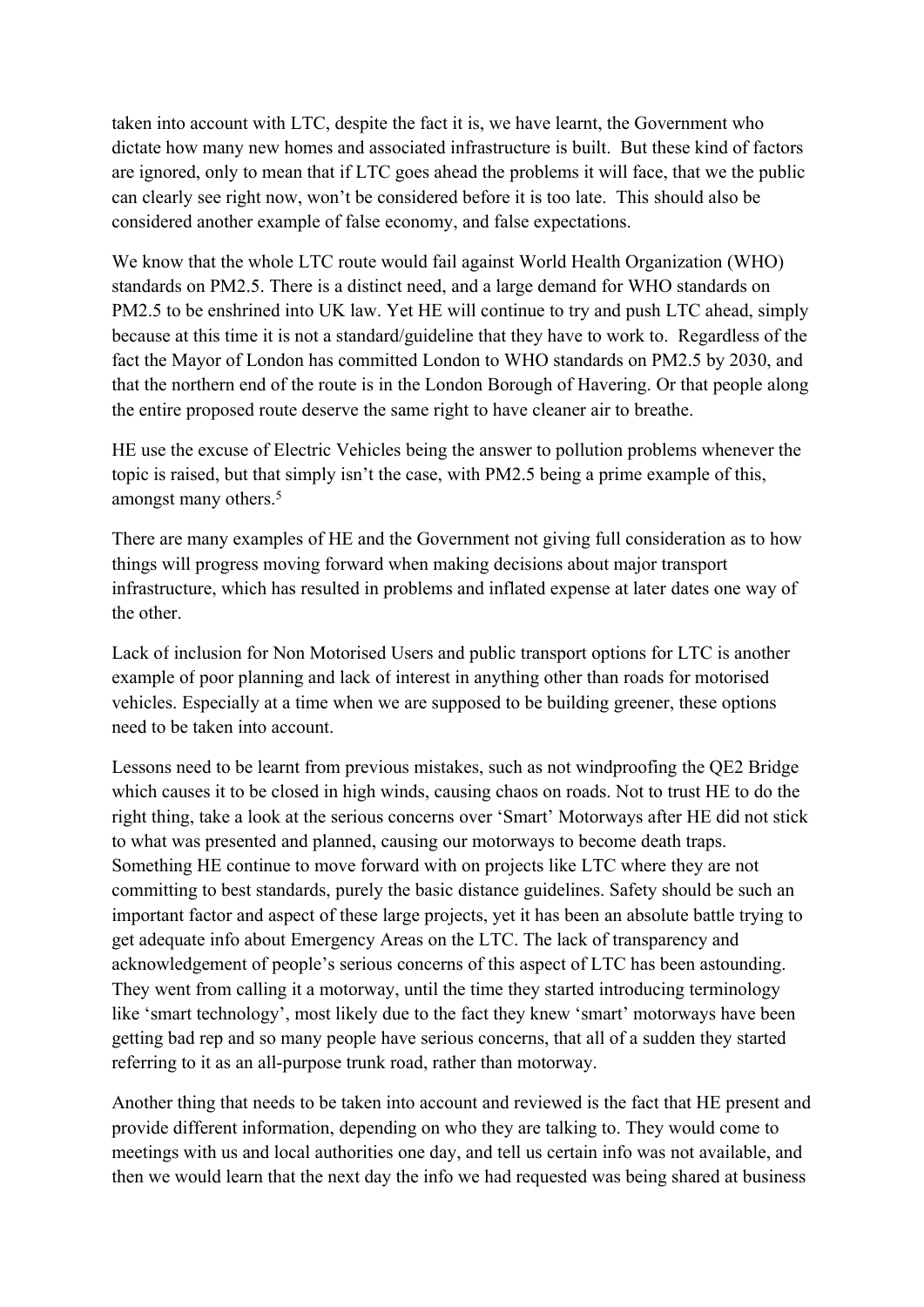taken into account with LTC, despite the fact it is, we have learnt, the Government who dictate how many new homes and associated infrastructure is built. But these kind of factors are ignored, only to mean that if LTC goes ahead the problems it will face, that we the public can clearly see right now, won't be considered before it is too late. This should also be considered another example of false economy, and false expectations.

We know that the whole LTC route would fail against World Health Organization (WHO) standards on PM2.5. There is a distinct need, and a large demand for WHO standards on PM2.5 to be enshrined into UK law. Yet HE will continue to try and push LTC ahead, simply because at this time it is not a standard/guideline that they have to work to. Regardless of the fact the Mayor of London has committed London to WHO standards on PM2.5 by 2030, and that the northern end of the route is in the London Borough of Havering. Or that people along the entire proposed route deserve the same right to have cleaner air to breathe.

HE use the excuse of Electric Vehicles being the answer to pollution problems whenever the topic is raised, but that simply isn't the case, with PM2.5 being a prime example of this, amongst many others.[5]

There are many examples of HE and the Government not giving full consideration as to how things will progress moving forward when making decisions about major transport infrastructure, which has resulted in problems and inflated expense at later dates one way of the other.

Lack of inclusion for Non Motorised Users and public transport options for LTC is another example of poor planning and lack of interest in anything other than roads for motorised vehicles. Especially at a time when we are supposed to be building greener, these options need to be taken into account.

Lessons need to be learnt from previous mistakes, such as not windproofing the QE2 Bridge which causes it to be closed in high winds, causing chaos on roads. Not to trust HE to do the right thing, take a look at the serious concerns over 'Smart' Motorways after HE did not stick to what was presented and planned, causing our motorways to become death traps. Something HE continue to move forward with on projects like LTC where they are not committing to best standards, purely the basic distance guidelines. Safety should be such an important factor and aspect of these large projects, yet it has been an absolute battle trying to get adequate info about Emergency Areas on the LTC. The lack of transparency and acknowledgement of people's serious concerns of this aspect of LTC has been astounding. They went from calling it a motorway, until the time they started introducing terminology like 'smart technology', most likely due to the fact they knew 'smart' motorways have been getting bad rep and so many people have serious concerns, that all of a sudden they started referring to it as an all-purpose trunk road, rather than motorway.

Another thing that needs to be taken into account and reviewed is the fact that HE present and provide different information, depending on who they are talking to. They would come to meetings with us and local authorities one day, and tell us certain info was not available, and then we would learn that the next day the info we had requested was being shared at business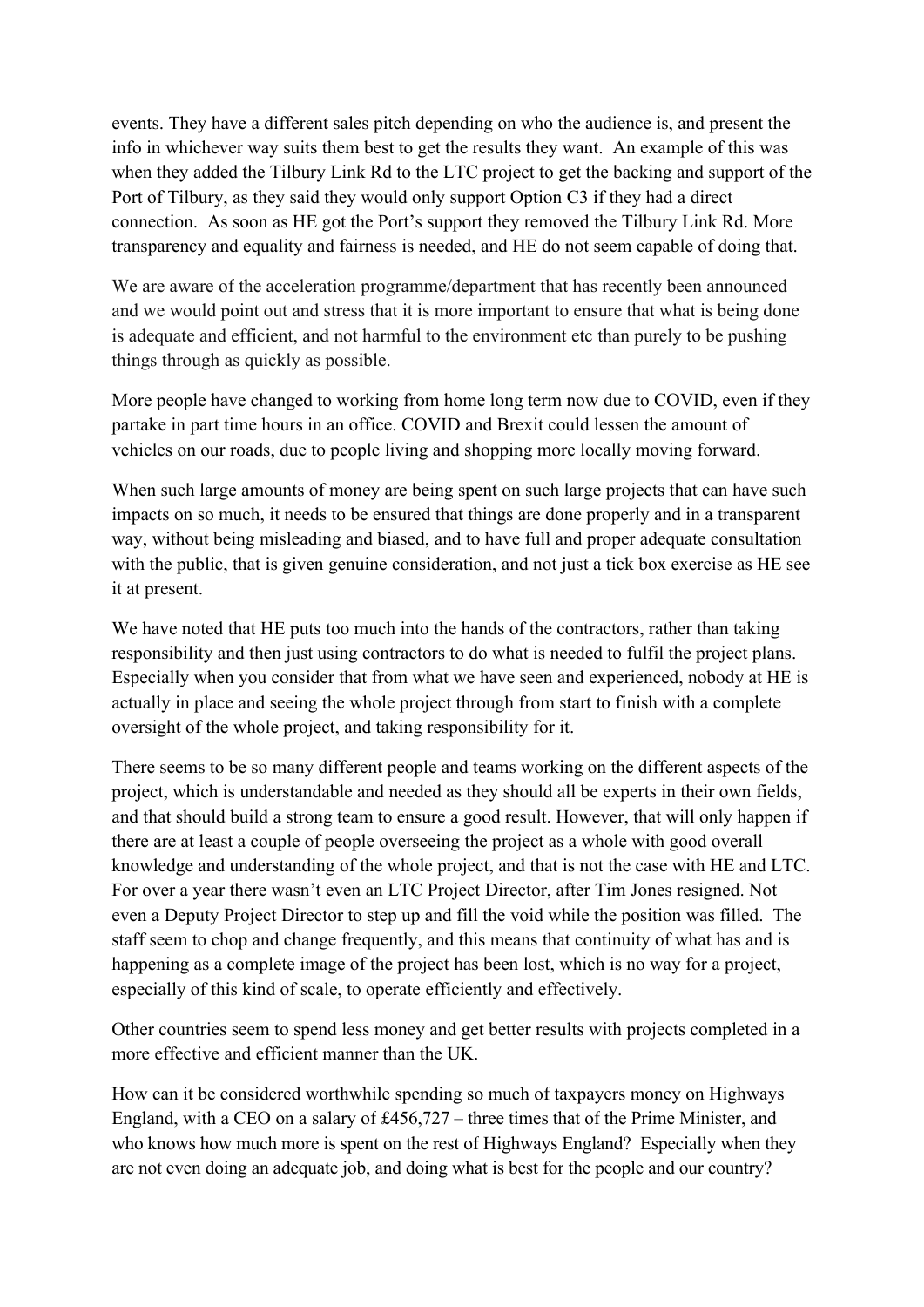events. They have a different sales pitch depending on who the audience is, and present the info in whichever way suits them best to get the results they want. An example of this was when they added the Tilbury Link Rd to the LTC project to get the backing and support of the Port of Tilbury, as they said they would only support Option C3 if they had a direct connection. As soon as HE got the Port's support they removed the Tilbury Link Rd. More transparency and equality and fairness is needed, and HE do not seem capable of doing that.

We are aware of the acceleration programme/department that has recently been announced and we would point out and stress that it is more important to ensure that what is being done is adequate and efficient, and not harmful to the environment etc than purely to be pushing things through as quickly as possible.

More people have changed to working from home long term now due to COVID, even if they partake in part time hours in an office. COVID and Brexit could lessen the amount of vehicles on our roads, due to people living and shopping more locally moving forward.

When such large amounts of money are being spent on such large projects that can have such impacts on so much, it needs to be ensured that things are done properly and in a transparent way, without being misleading and biased, and to have full and proper adequate consultation with the public, that is given genuine consideration, and not just a tick box exercise as HE see it at present.

We have noted that HE puts too much into the hands of the contractors, rather than taking responsibility and then just using contractors to do what is needed to fulfil the project plans. Especially when you consider that from what we have seen and experienced, nobody at HE is actually in place and seeing the whole project through from start to finish with a complete oversight of the whole project, and taking responsibility for it.

There seems to be so many different people and teams working on the different aspects of the project, which is understandable and needed as they should all be experts in their own fields, and that should build a strong team to ensure a good result. However, that will only happen if there are at least a couple of people overseeing the project as a whole with good overall knowledge and understanding of the whole project, and that is not the case with HE and LTC. For over a year there wasn't even an LTC Project Director, after Tim Jones resigned. Not even a Deputy Project Director to step up and fill the void while the position was filled. The staff seem to chop and change frequently, and this means that continuity of what has and is happening as a complete image of the project has been lost, which is no way for a project, especially of this kind of scale, to operate efficiently and effectively.

Other countries seem to spend less money and get better results with projects completed in a more effective and efficient manner than the UK.

How can it be considered worthwhile spending so much of taxpayers money on Highways England, with a CEO on a salary of £456,727 – three times that of the Prime Minister, and who knows how much more is spent on the rest of Highways England? Especially when they are not even doing an adequate job, and doing what is best for the people and our country?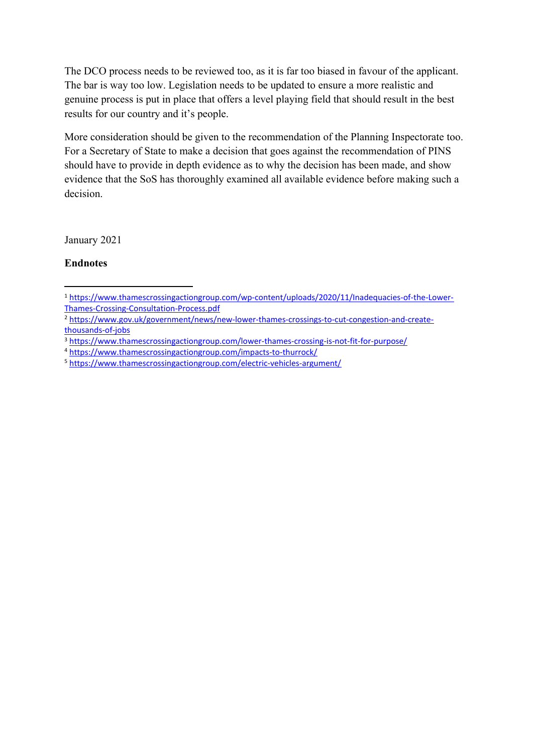The DCO process needs to be reviewed too, as it is far too biased in favour of the applicant. The bar is way too low. Legislation needs to be updated to ensure a more realistic and genuine process is put in place that offers a level playing field that should result in the best results for our country and it's people.

More consideration should be given to the recommendation of the Planning Inspectorate too. For a Secretary of State to make a decision that goes against the recommendation of PINS should have to provide in depth evidence as to why the decision has been made, and show evidence that the SoS has thoroughly examined all available evidence before making such a decision.

January 2021

**Endnotes**

---

[1] https://www.thamescrossingactiongroup.com/wp-content/uploads/2020/11/Inadequacies-of-the-Lower-Thames-Crossing-Consultation-Process.pdf

[2] https://www.gov.uk/government/news/new-lower-thames-crossings-to-cut-congestion-and-create-thousands-of-jobs

[3] https://www.thamescrossingactiongroup.com/lower-thames-crossing-is-not-fit-for-purpose/

[4] https://www.thamescrossingactiongroup.com/impacts-to-thurrock/

[5] https://www.thamescrossingactiongroup.com/electric-vehicles-argument/